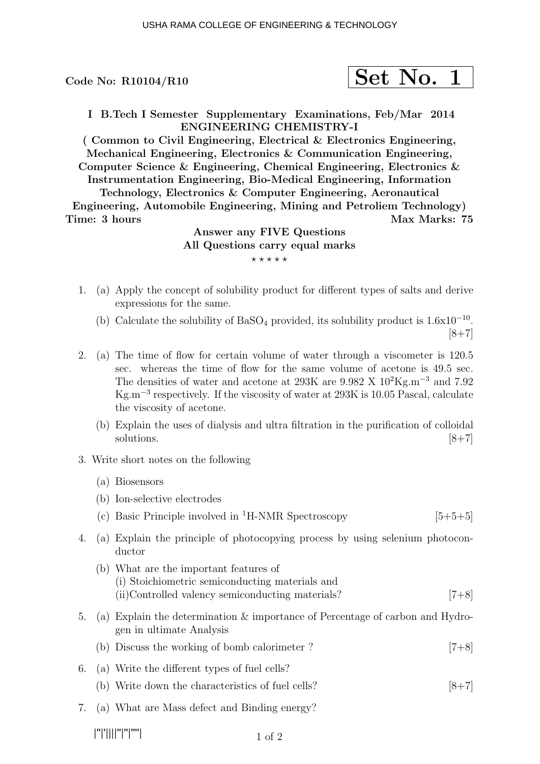Code No: R10104/R10

**Set No. 1**

**I B.Tech I Semester Supplementary Examinations, Feb/Mar 2014**
**ENGINEERING CHEMISTRY-I**
**( Common to Civil Engineering, Electrical & Electronics Engineering, Mechanical Engineering, Electronics & Communication Engineering, Computer Science & Engineering, Chemical Engineering, Electronics & Instrumentation Engineering, Bio-Medical Engineering, Information Technology, Electronics & Computer Engineering, Aeronautical Engineering, Automobile Engineering, Mining and Petroliem Technology)**

**Time: 3 hours** **Max Marks: 75**

**Answer any FIVE Questions**
**All Questions carry equal marks**
⋆⋆⋆⋆⋆

1. (a) Apply the concept of solubility product for different types of salts and derive expressions for the same.

   (b) Calculate the solubility of $BaSO_4$ provided, its solubility product is $1.6x10^{-10}$. [8+7]

2. (a) The time of flow for certain volume of water through a viscometer is 120.5 sec. whereas the time of flow for the same volume of acetone is 49.5 sec. The densities of water and acetone at 293K are $9.982$ X $10^2$Kg.m$^{-3}$ and 7.92 Kg.m$^{-3}$ respectively. If the viscosity of water at 293K is 10.05 Pascal, calculate the viscosity of acetone.

   (b) Explain the uses of dialysis and ultra filtration in the purification of colloidal solutions. [8+7]

3. Write short notes on the following

   (a) Biosensors

   (b) Ion-selective electrodes

   (c) Basic Principle involved in $^1$H-NMR Spectroscopy [5+5+5]

4. (a) Explain the principle of photocopying process by using selenium photoconductor

   (b) What are the important features of
   (i) Stoichiometric semiconducting materials and
   (ii)Controlled valency semiconducting materials? [7+8]

5. (a) Explain the determination & importance of Percentage of carbon and Hydrogen in ultimate Analysis

   (b) Discuss the working of bomb calorimeter ? [7+8]

6. (a) Write the different types of fuel cells?

   (b) Write down the characteristics of fuel cells? [8+7]

7. (a) What are Mass defect and Binding energy?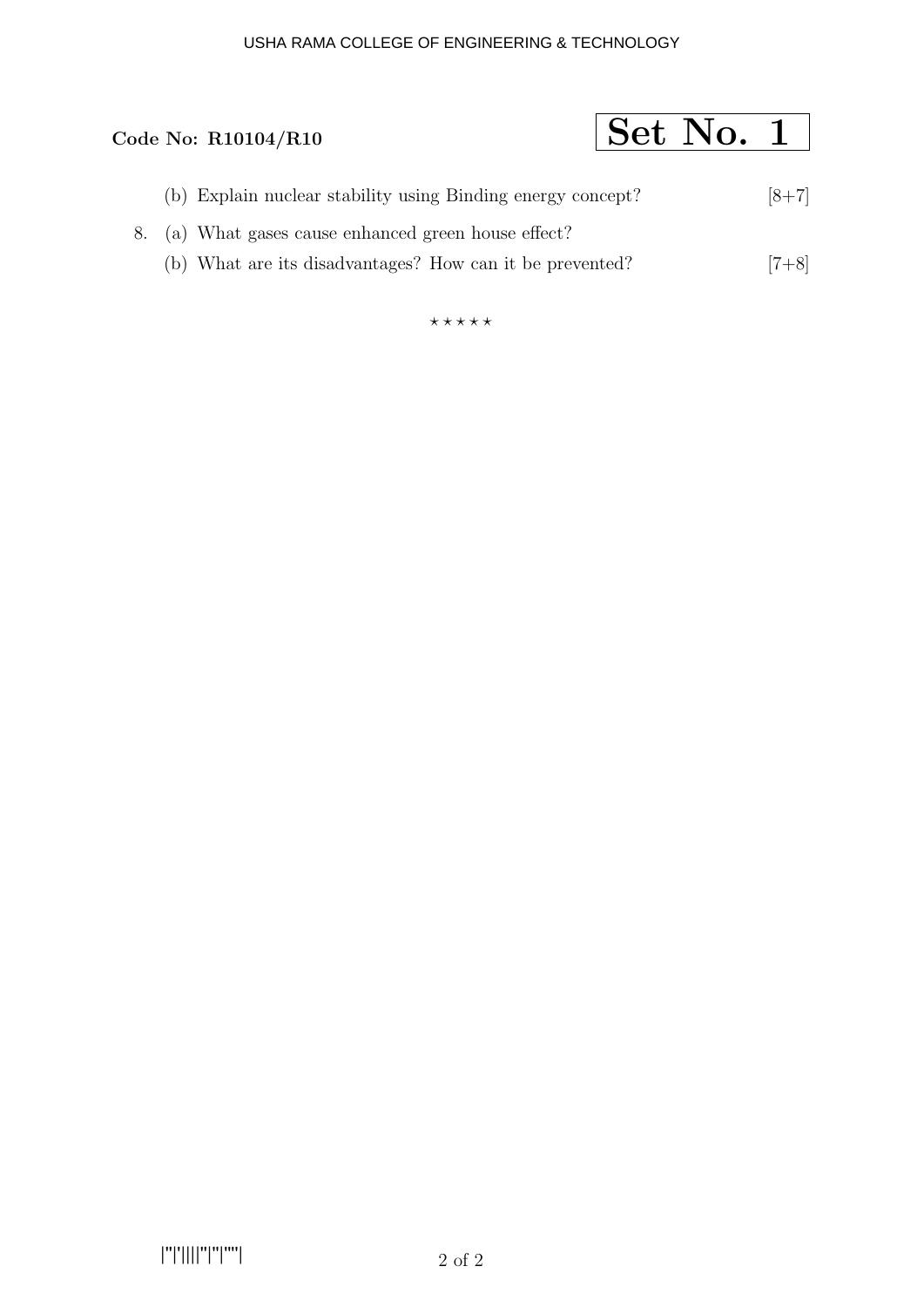**Code No: R10104/R10**

**Set No. 1**

(b) Explain nuclear stability using Binding energy concept? [8+7]

8. (a) What gases cause enhanced green house effect?

   (b) What are its disadvantages? How can it be prevented? [7+8]

⋆ ⋆ ⋆ ⋆ ⋆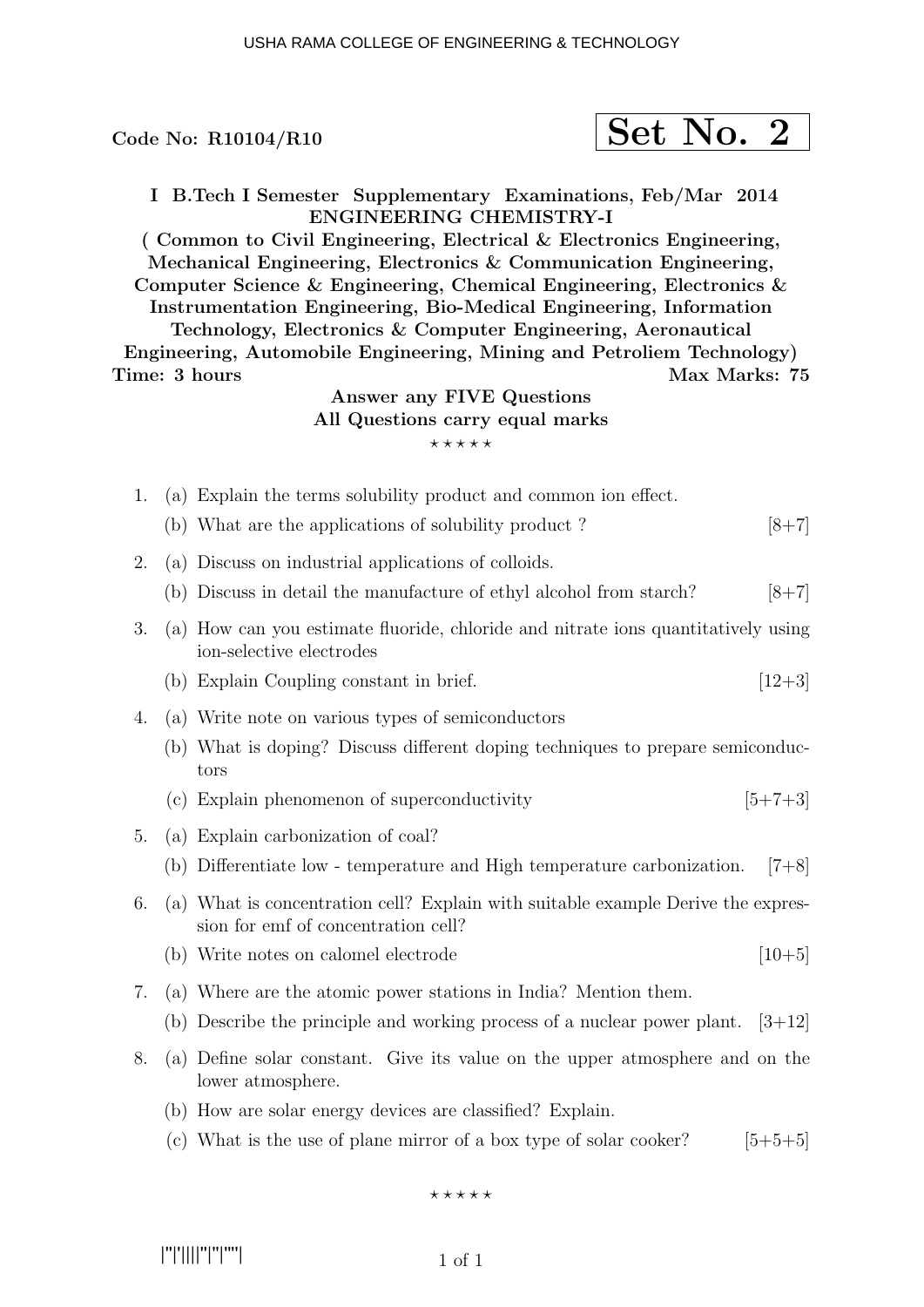Code No: R10104/R10

**Set No. 2**

**I B.Tech I Semester Supplementary Examinations, Feb/Mar 2014**
**ENGINEERING CHEMISTRY-I**
**( Common to Civil Engineering, Electrical & Electronics Engineering, Mechanical Engineering, Electronics & Communication Engineering, Computer Science & Engineering, Chemical Engineering, Electronics & Instrumentation Engineering, Bio-Medical Engineering, Information Technology, Electronics & Computer Engineering, Aeronautical Engineering, Automobile Engineering, Mining and Petroliem Technology)**

**Time: 3 hours** **Max Marks: 75**

**Answer any FIVE Questions**
**All Questions carry equal marks**

⋆ ⋆ ⋆ ⋆ ⋆

1. (a) Explain the terms solubility product and common ion effect.
   (b) What are the applications of solubility product ? [8+7]

2. (a) Discuss on industrial applications of colloids.
   (b) Discuss in detail the manufacture of ethyl alcohol from starch? [8+7]

3. (a) How can you estimate fluoride, chloride and nitrate ions quantitatively using ion-selective electrodes
   (b) Explain Coupling constant in brief. [12+3]

4. (a) Write note on various types of semiconductors
   (b) What is doping? Discuss different doping techniques to prepare semiconductors
   (c) Explain phenomenon of superconductivity [5+7+3]

5. (a) Explain carbonization of coal?
   (b) Differentiate low - temperature and High temperature carbonization. [7+8]

6. (a) What is concentration cell? Explain with suitable example Derive the expression for emf of concentration cell?
   (b) Write notes on calomel electrode [10+5]

7. (a) Where are the atomic power stations in India? Mention them.
   (b) Describe the principle and working process of a nuclear power plant. [3+12]

8. (a) Define solar constant. Give its value on the upper atmosphere and on the lower atmosphere.
   (b) How are solar energy devices are classified? Explain.
   (c) What is the use of plane mirror of a box type of solar cooker? [5+5+5]

⋆ ⋆ ⋆ ⋆ ⋆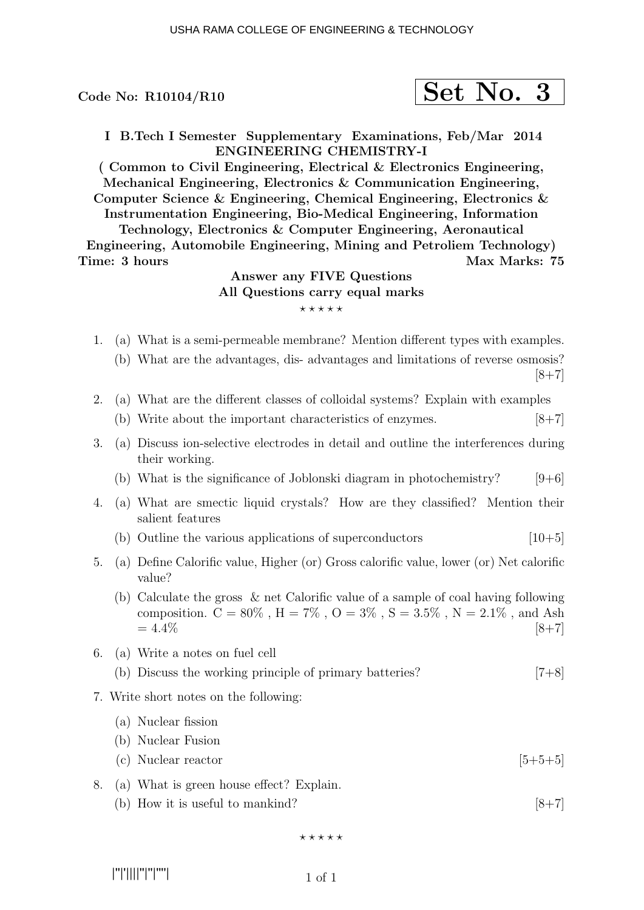Code No: R10104/R10 **Set No. 3**

**I B.Tech I Semester Supplementary Examinations, Feb/Mar 2014**
**ENGINEERING CHEMISTRY-I**
**( Common to Civil Engineering, Electrical & Electronics Engineering, Mechanical Engineering, Electronics & Communication Engineering, Computer Science & Engineering, Chemical Engineering, Electronics & Instrumentation Engineering, Bio-Medical Engineering, Information Technology, Electronics & Computer Engineering, Aeronautical Engineering, Automobile Engineering, Mining and Petroliem Technology)**

**Time: 3 hours** **Max Marks: 75**

**Answer any FIVE Questions**
**All Questions carry equal marks**

⋆ ⋆ ⋆ ⋆ ⋆

1. (a) What is a semi-permeable membrane? Mention different types with examples.
   (b) What are the advantages, dis- advantages and limitations of reverse osmosis? [8+7]

2. (a) What are the different classes of colloidal systems? Explain with examples
   (b) Write about the important characteristics of enzymes. [8+7]

3. (a) Discuss ion-selective electrodes in detail and outline the interferences during their working.
   (b) What is the significance of Joblonski diagram in photochemistry? [9+6]

4. (a) What are smectic liquid crystals? How are they classified? Mention their salient features
   (b) Outline the various applications of superconductors [10+5]

5. (a) Define Calorific value, Higher (or) Gross calorific value, lower (or) Net calorific value?
   (b) Calculate the gross & net Calorific value of a sample of coal having following composition. C = 80% , H = 7% , O = 3% , S = 3.5% , N = 2.1% , and Ash = 4.4% [8+7]

6. (a) Write a notes on fuel cell
   (b) Discuss the working principle of primary batteries? [7+8]

7. Write short notes on the following:
   (a) Nuclear fission
   (b) Nuclear Fusion
   (c) Nuclear reactor [5+5+5]

8. (a) What is green house effect? Explain.
   (b) How it is useful to mankind? [8+7]

⋆ ⋆ ⋆ ⋆ ⋆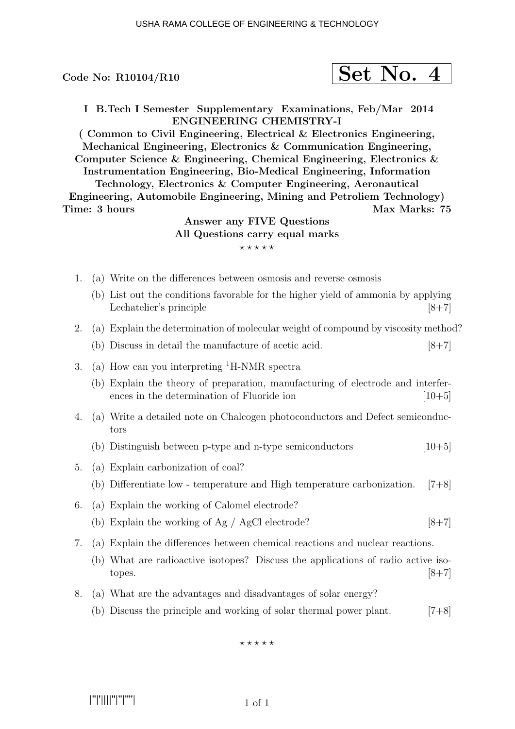Code No: R10104/R10

**Set No. 4**

**I B.Tech I Semester Supplementary Examinations, Feb/Mar 2014**
**ENGINEERING CHEMISTRY-I**
**( Common to Civil Engineering, Electrical & Electronics Engineering, Mechanical Engineering, Electronics & Communication Engineering, Computer Science & Engineering, Chemical Engineering, Electronics & Instrumentation Engineering, Bio-Medical Engineering, Information Technology, Electronics & Computer Engineering, Aeronautical Engineering, Automobile Engineering, Mining and Petroliem Technology)**

**Time: 3 hours** **Max Marks: 75**

**Answer any FIVE Questions**
**All Questions carry equal marks**

⋆ ⋆ ⋆ ⋆ ⋆

1. (a) Write on the differences between osmosis and reverse osmosis
   (b) List out the conditions favorable for the higher yield of ammonia by applying Lechatelier's principle [8+7]

2. (a) Explain the determination of molecular weight of compound by viscosity method?
   (b) Discuss in detail the manufacture of acetic acid. [8+7]

3. (a) How can you interpreting $^1$H-NMR spectra
   (b) Explain the theory of preparation, manufacturing of electrode and interferences in the determination of Fluoride ion [10+5]

4. (a) Write a detailed note on Chalcogen photoconductors and Defect semiconductors
   (b) Distinguish between p-type and n-type semiconductors [10+5]

5. (a) Explain carbonization of coal?
   (b) Differentiate low - temperature and High temperature carbonization. [7+8]

6. (a) Explain the working of Calomel electrode?
   (b) Explain the working of Ag / AgCl electrode? [8+7]

7. (a) Explain the differences between chemical reactions and nuclear reactions.
   (b) What are radioactive isotopes? Discuss the applications of radio active isotopes. [8+7]

8. (a) What are the advantages and disadvantages of solar energy?
   (b) Discuss the principle and working of solar thermal power plant. [7+8]

⋆ ⋆ ⋆ ⋆ ⋆